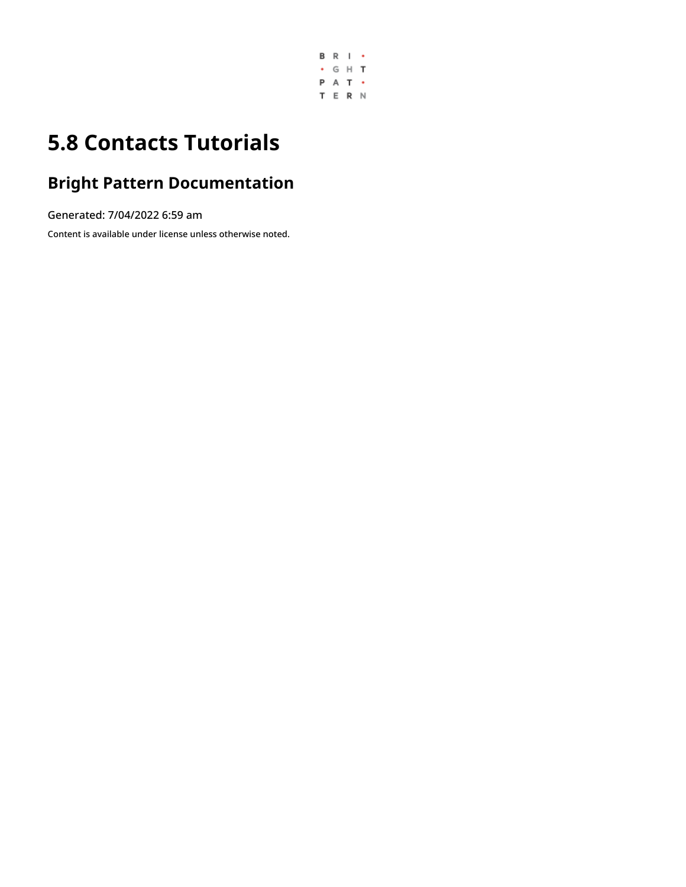# 5.8 Contacts Tutorials

## Bright Pattern Documentation

Generated: 7/04/2022 6:59 am

Content is available under license unless otherwise noted.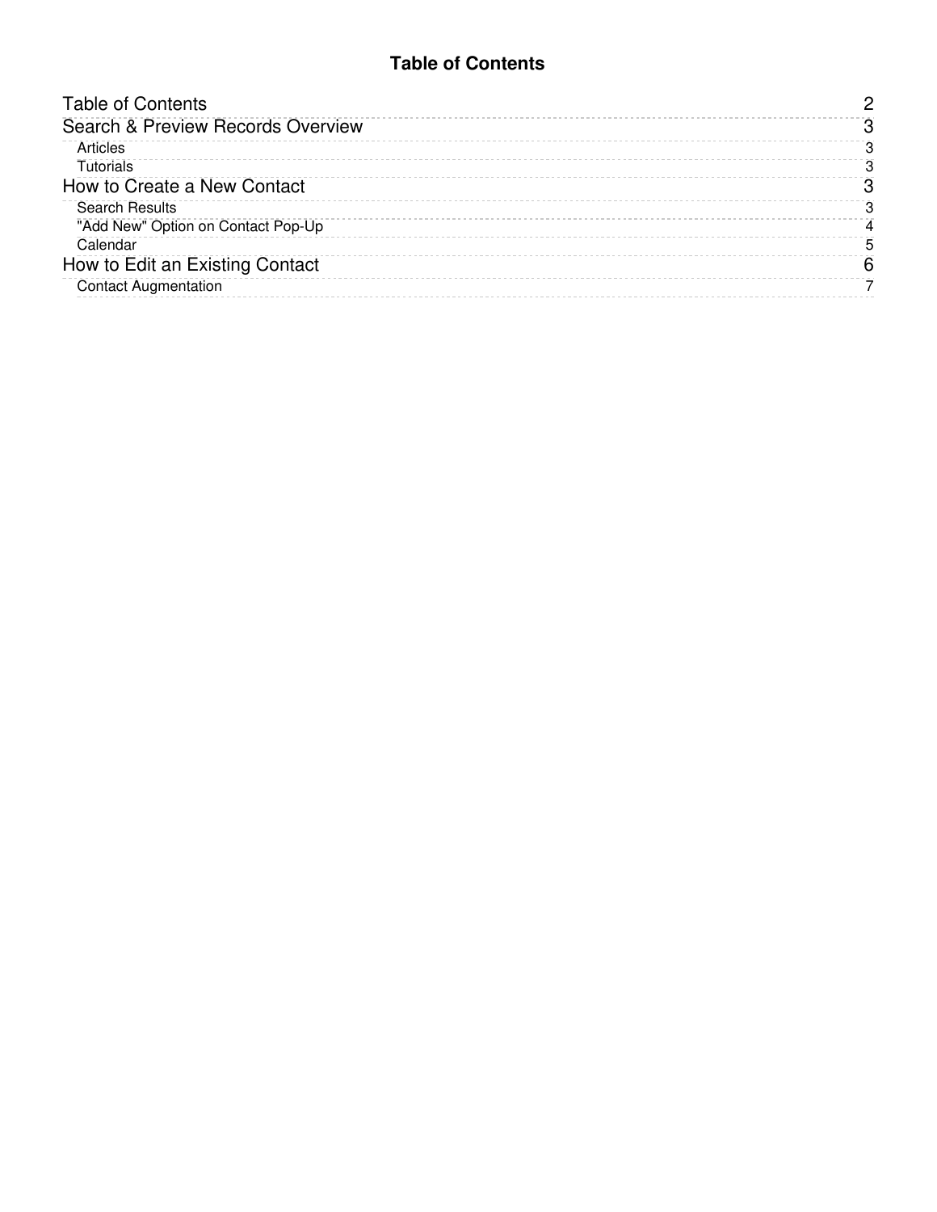# Table of Contents

| | |
|---|---|
| Table of Contents | 2 |
| Search & Preview Records Overview | 3 |
| Articles | 3 |
| Tutorials | 3 |
| How to Create a New Contact | 3 |
| Search Results | 3 |
| "Add New" Option on Contact Pop-Up | 4 |
| Calendar | 5 |
| How to Edit an Existing Contact | 6 |
| Contact Augmentation | 7 |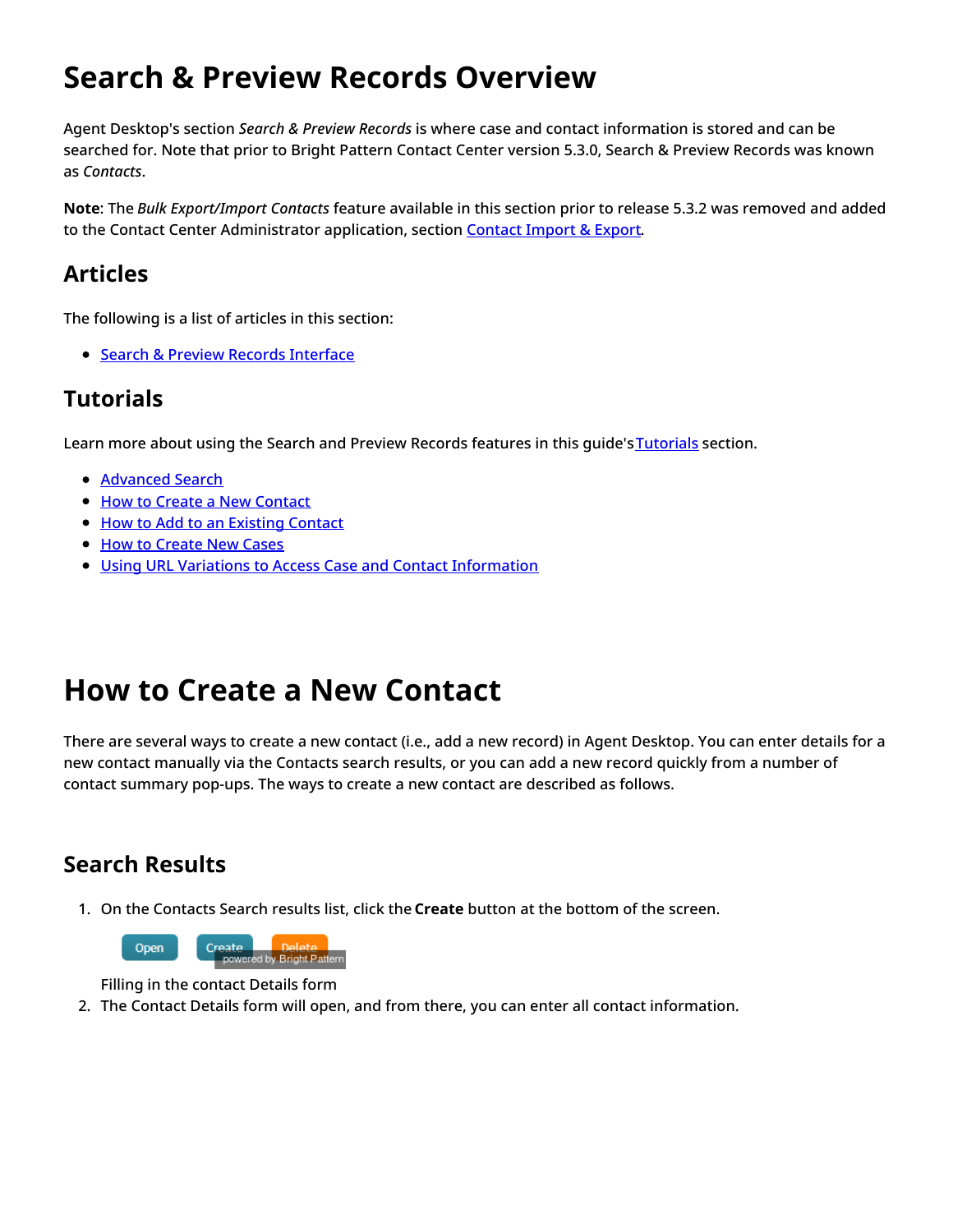# Search & Preview Records Overview

Agent Desktop's section *Search & Preview Records* is where case and contact information is stored and can be searched for. Note that prior to Bright Pattern Contact Center version 5.3.0, Search & Preview Records was known as *Contacts*.

**Note**: The *Bulk Export/Import Contacts* feature available in this section prior to release 5.3.2 was removed and added to the Contact Center Administrator application, section Contact Import & Export.

## Articles

The following is a list of articles in this section:

- Search & Preview Records Interface

## Tutorials

Learn more about using the Search and Preview Records features in this guide's Tutorials section.

- Advanced Search
- How to Create a New Contact
- How to Add to an Existing Contact
- How to Create New Cases
- Using URL Variations to Access Case and Contact Information

# How to Create a New Contact

There are several ways to create a new contact (i.e., add a new record) in Agent Desktop. You can enter details for a new contact manually via the Contacts search results, or you can add a new record quickly from a number of contact summary pop-ups. The ways to create a new contact are described as follows.

## Search Results

1. On the Contacts Search results list, click the **Create** button at the bottom of the screen.

   Filling in the contact Details form
2. The Contact Details form will open, and from there, you can enter all contact information.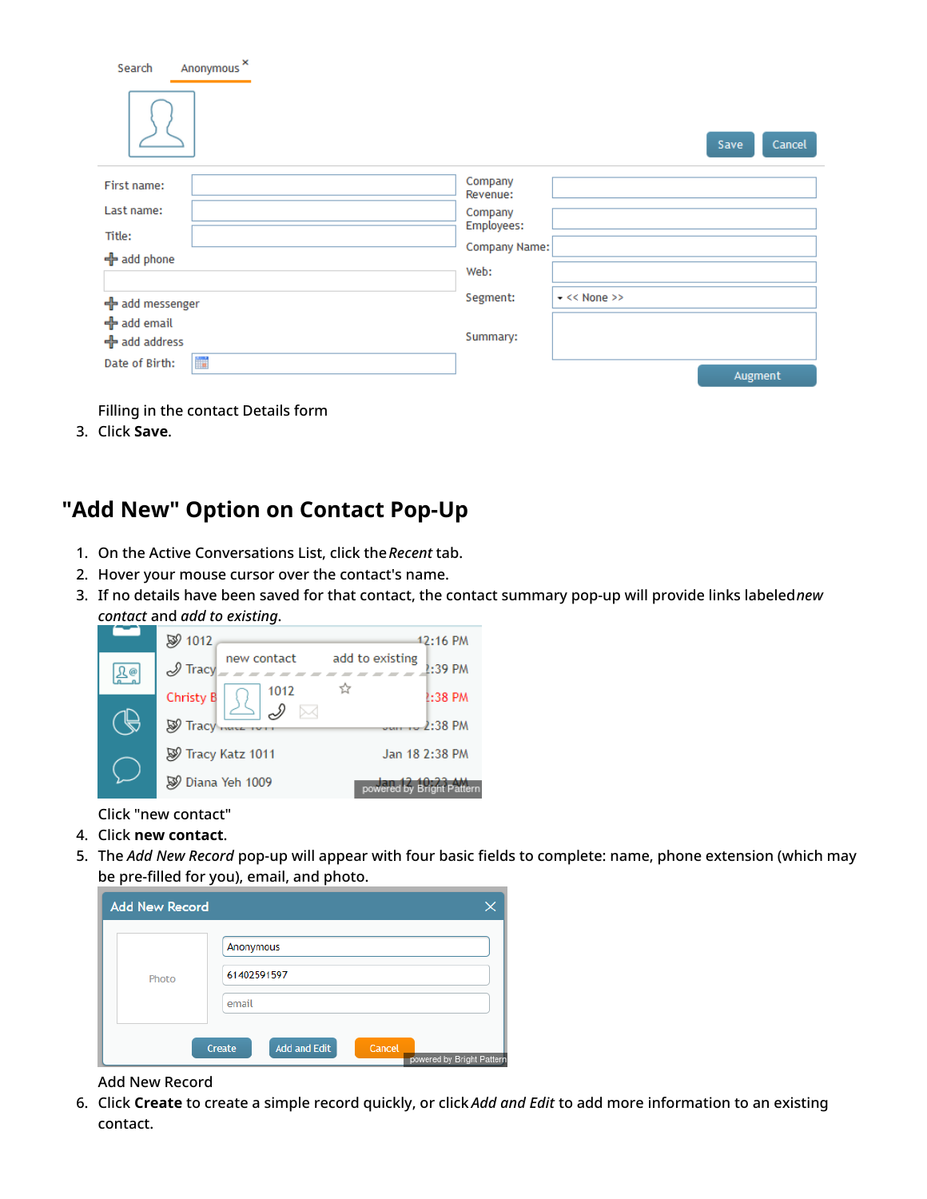Filling in the contact Details form

3. Click **Save**.

## "Add New" Option on Contact Pop-Up

1. On the Active Conversations List, click the *Recent* tab.
2. Hover your mouse cursor over the contact's name.
3. If no details have been saved for that contact, the contact summary pop-up will provide links labeled *new contact* and *add to existing*.

Click "new contact"

4. Click **new contact**.
5. The *Add New Record* pop-up will appear with four basic fields to complete: name, phone extension (which may be pre-filled for you), email, and photo.

Add New Record

6. Click **Create** to create a simple record quickly, or click *Add and Edit* to add more information to an existing contact.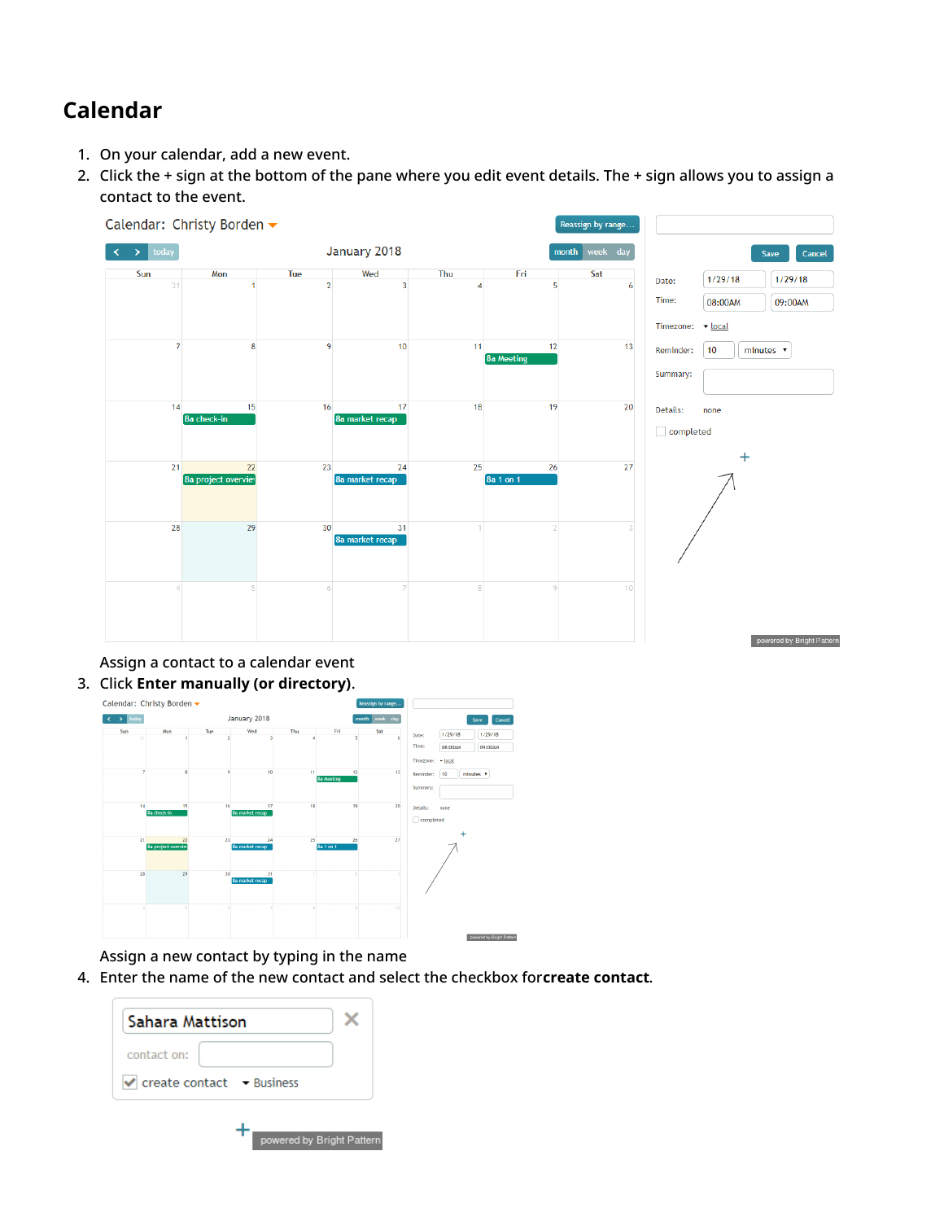# Calendar

1. On your calendar, add a new event.
2. Click the + sign at the bottom of the pane where you edit event details. The + sign allows you to assign a contact to the event.

   Assign a contact to a calendar event

3. Click **Enter manually (or directory)**.

   Assign a new contact by typing in the name

4. Enter the name of the new contact and select the checkbox for**create contact**.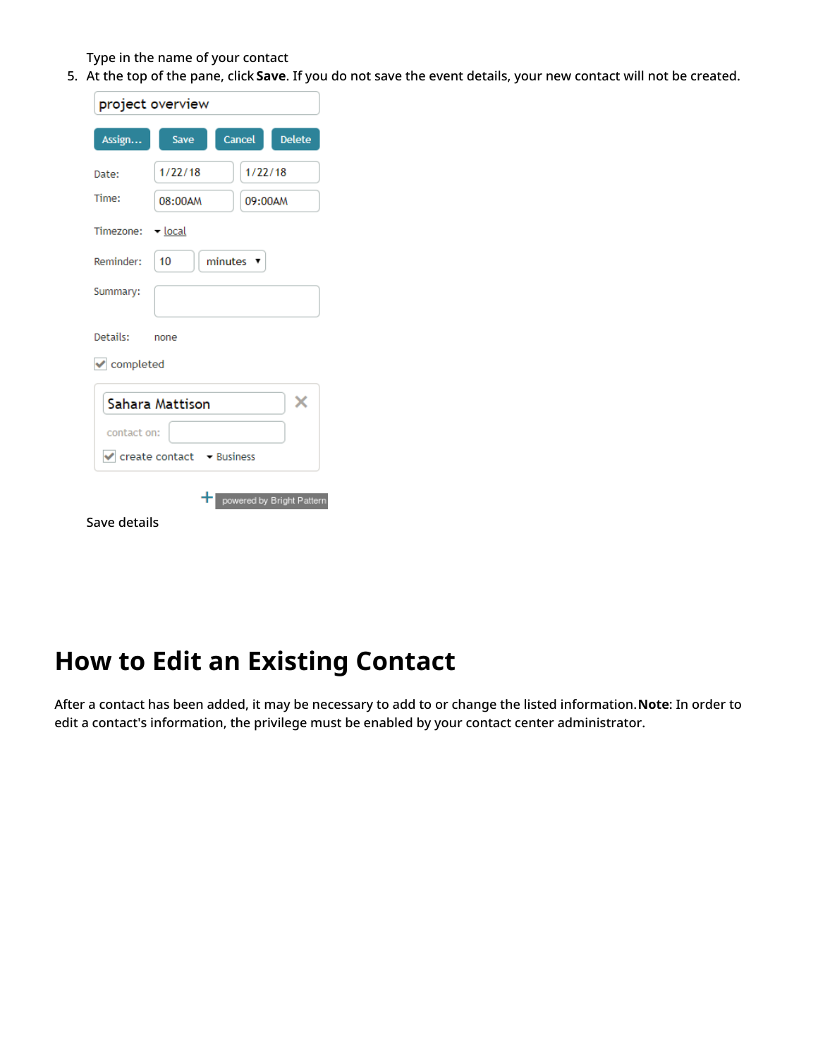Type in the name of your contact

5. At the top of the pane, click **Save**. If you do not save the event details, your new contact will not be created.

Save details

# How to Edit an Existing Contact

After a contact has been added, it may be necessary to add to or change the listed information. **Note**: In order to edit a contact's information, the privilege must be enabled by your contact center administrator.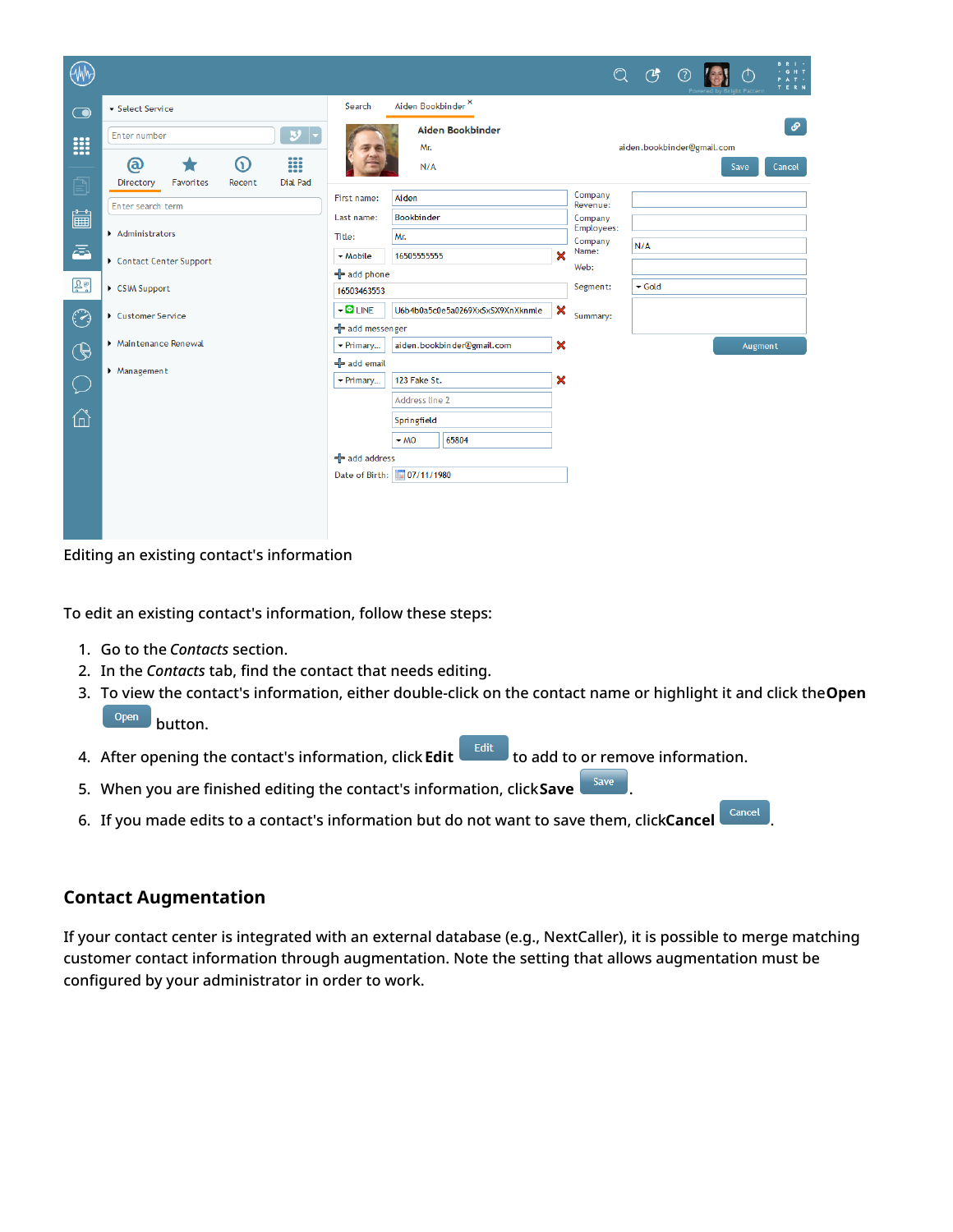Editing an existing contact's information

To edit an existing contact's information, follow these steps:

1. Go to the *Contacts* section.
2. In the *Contacts* tab, find the contact that needs editing.
3. To view the contact's information, either double-click on the contact name or highlight it and click the **Open** button.
4. After opening the contact's information, click **Edit** to add to or remove information.
5. When you are finished editing the contact's information, click **Save**.
6. If you made edits to a contact's information but do not want to save them, click **Cancel**.

## Contact Augmentation

If your contact center is integrated with an external database (e.g., NextCaller), it is possible to merge matching customer contact information through augmentation. Note the setting that allows augmentation must be configured by your administrator in order to work.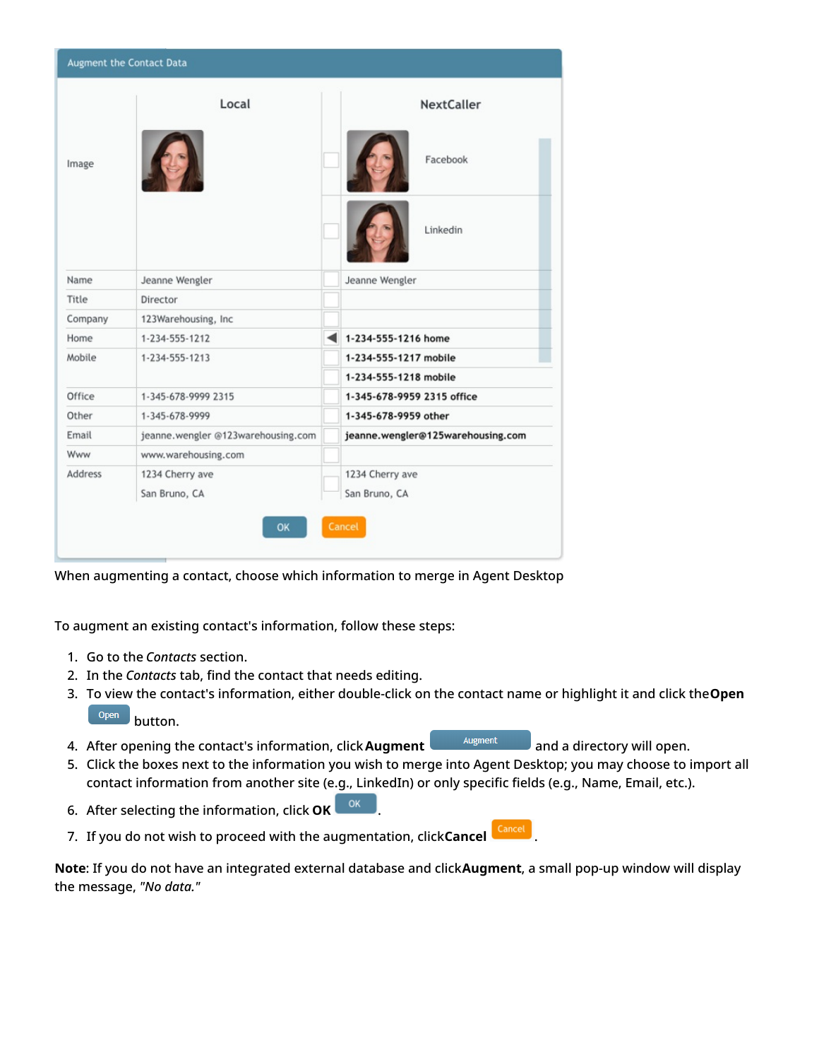When augmenting a contact, choose which information to merge in Agent Desktop

To augment an existing contact's information, follow these steps:

1. Go to the *Contacts* section.
2. In the *Contacts* tab, find the contact that needs editing.
3. To view the contact's information, either double-click on the contact name or highlight it and click the **Open** button.
4. After opening the contact's information, click **Augment** and a directory will open.
5. Click the boxes next to the information you wish to merge into Agent Desktop; you may choose to import all contact information from another site (e.g., LinkedIn) or only specific fields (e.g., Name, Email, etc.).
6. After selecting the information, click **OK**.
7. If you do not wish to proceed with the augmentation, click **Cancel**.

**Note**: If you do not have an integrated external database and click **Augment**, a small pop-up window will display the message, *"No data."*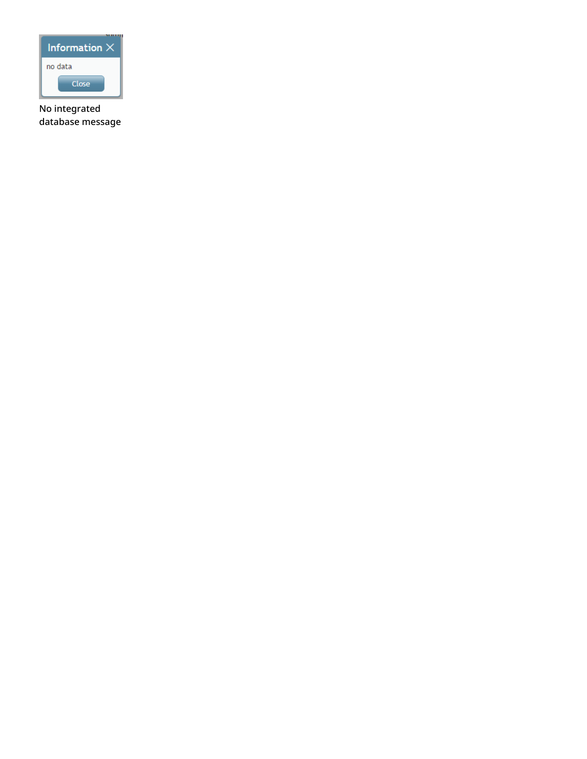Information

no data

Close

No integrated database message